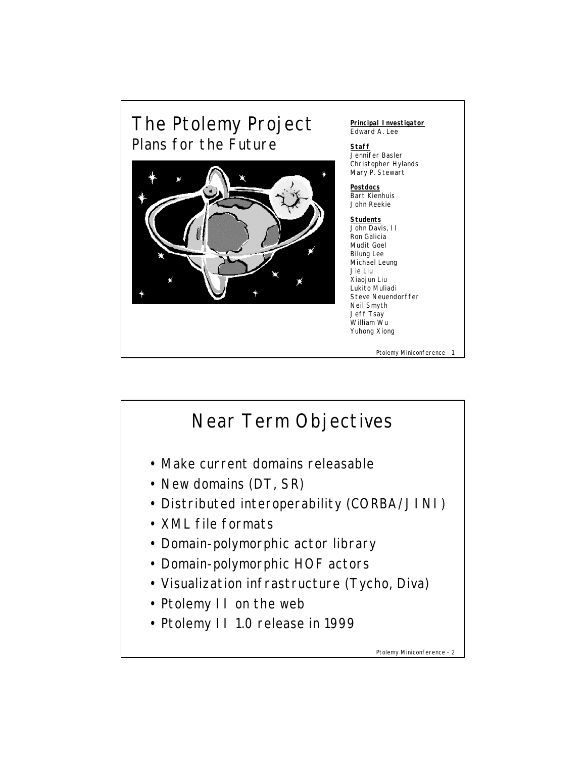# The Ptolemy Project

## Plans for the Future

**Principal Investigator**
Edward A. Lee

**Staff**
Jennifer Basler
Christopher Hylands
Mary P. Stewart

**Postdocs**
Bart Kienhuis
John Reekie

**Students**
John Davis, II
Ron Galicia
Mudit Goel
Bilung Lee
Michael Leung
Jie Liu
Xiaojun Liu
Lukito Muliadi
Steve Neuendorffer
Neil Smyth
Jeff Tsay
William Wu
Yuhong Xiong

# Near Term Objectives

- Make current domains releasable
- New domains (DT, SR)
- Distributed interoperability (CORBA/JINI)
- XML file formats
- Domain-polymorphic actor library
- Domain-polymorphic HOF actors
- Visualization infrastructure (Tycho, Diva)
- Ptolemy II on the web
- Ptolemy II 1.0 release in 1999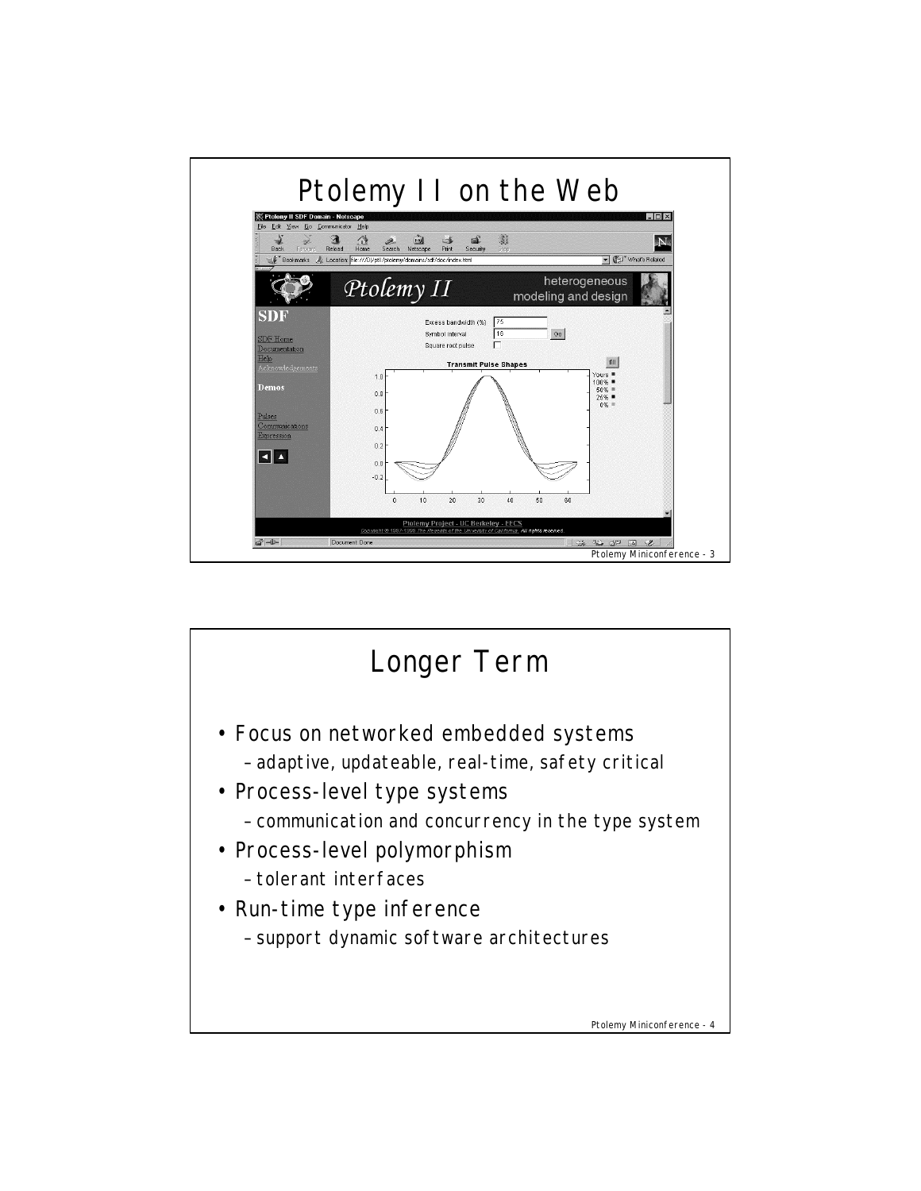# Ptolemy II on the Web

# Longer Term

- Focus on networked embedded systems
  - adaptive, updateable, real-time, safety critical
- Process-level type systems
  - communication and concurrency in the type system
- Process-level polymorphism
  - tolerant interfaces
- Run-time type inference
  - support dynamic software architectures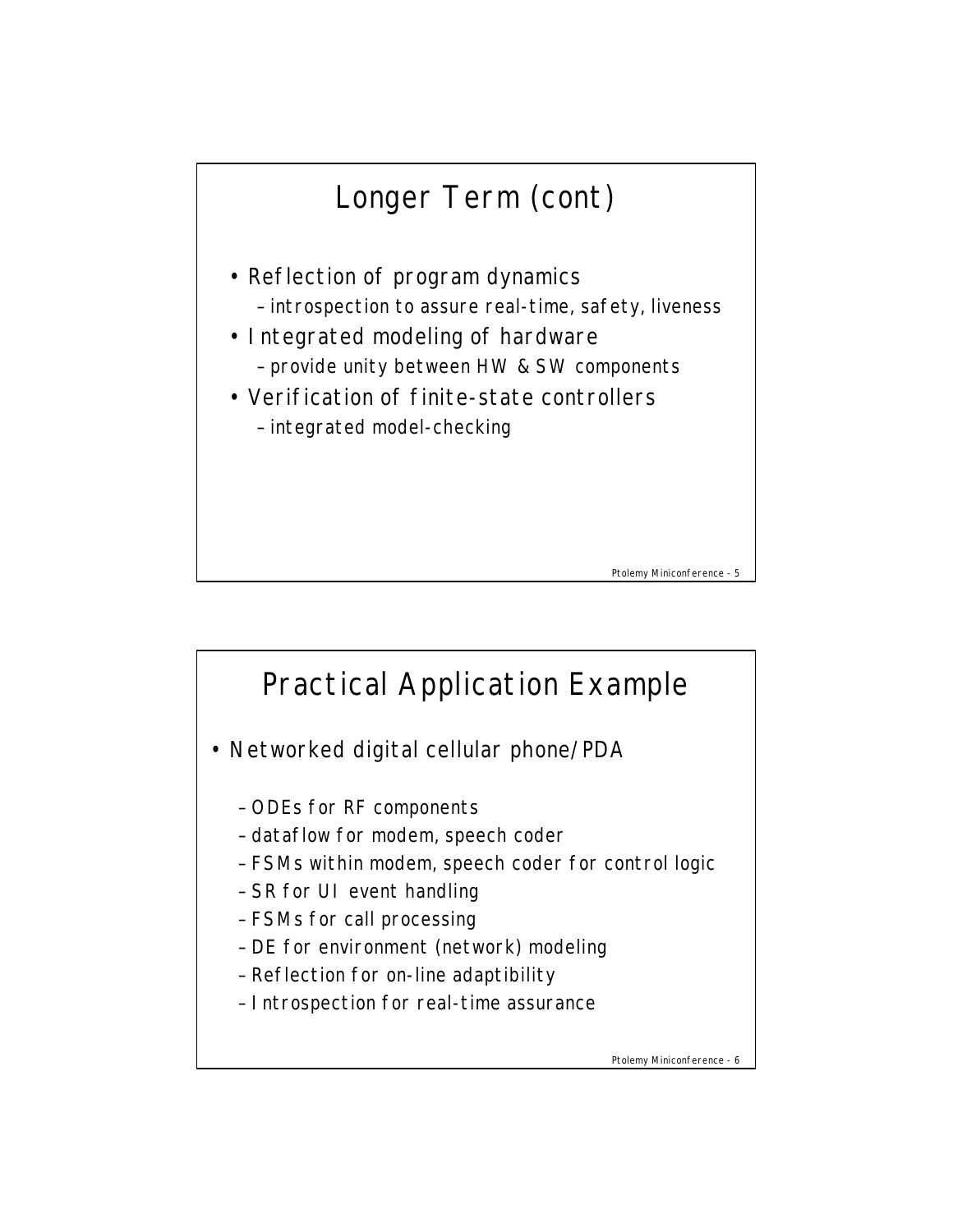## Longer Term (cont)

- Reflection of program dynamics
  - introspection to assure real-time, safety, liveness
- Integrated modeling of hardware
  - provide unity between HW & SW components
- Verification of finite-state controllers
  - integrated model-checking

## Practical Application Example

- Networked digital cellular phone/PDA
  - ODEs for RF components
  - dataflow for modem, speech coder
  - FSMs within modem, speech coder for control logic
  - SR for UI event handling
  - FSMs for call processing
  - DE for environment (network) modeling
  - Reflection for on-line adaptibility
  - Introspection for real-time assurance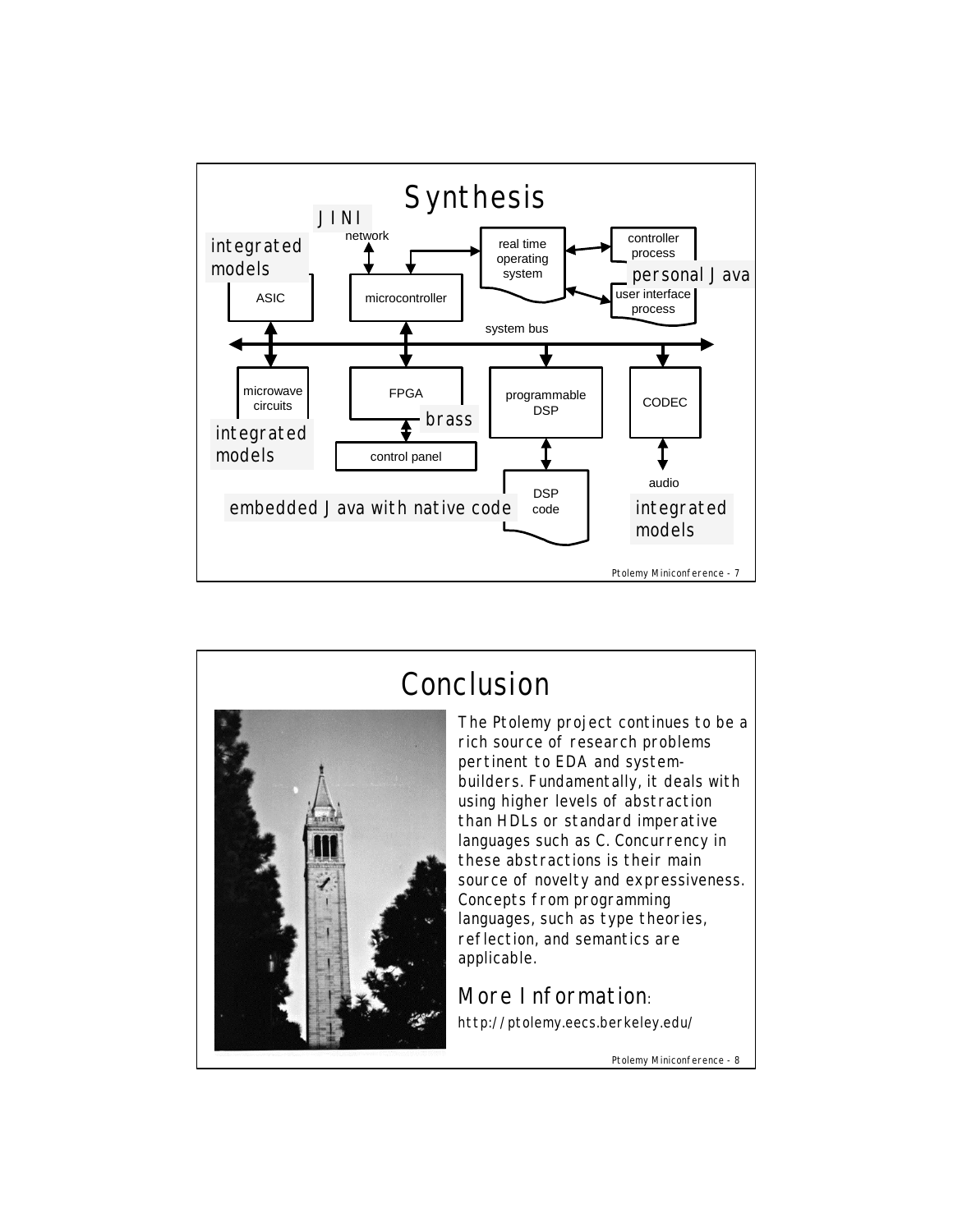# Synthesis

JINI

network

integrated models

ASIC

microcontroller

real time operating system

controller process

personal Java

user interface process

system bus

microwave circuits

integrated models

FPGA

brass

control panel

programmable DSP

CODEC

audio

DSP code

embedded Java with native code

integrated models

# Conclusion

The Ptolemy project continues to be a rich source of research problems pertinent to EDA and system-builders. Fundamentally, it deals with using higher levels of abstraction than HDLs or standard imperative languages such as C. Concurrency in these abstractions is their main source of novelty and expressiveness. Concepts from programming languages, such as type theories, reflection, and semantics are applicable.

## More Information:

http://ptolemy.eecs.berkeley.edu/